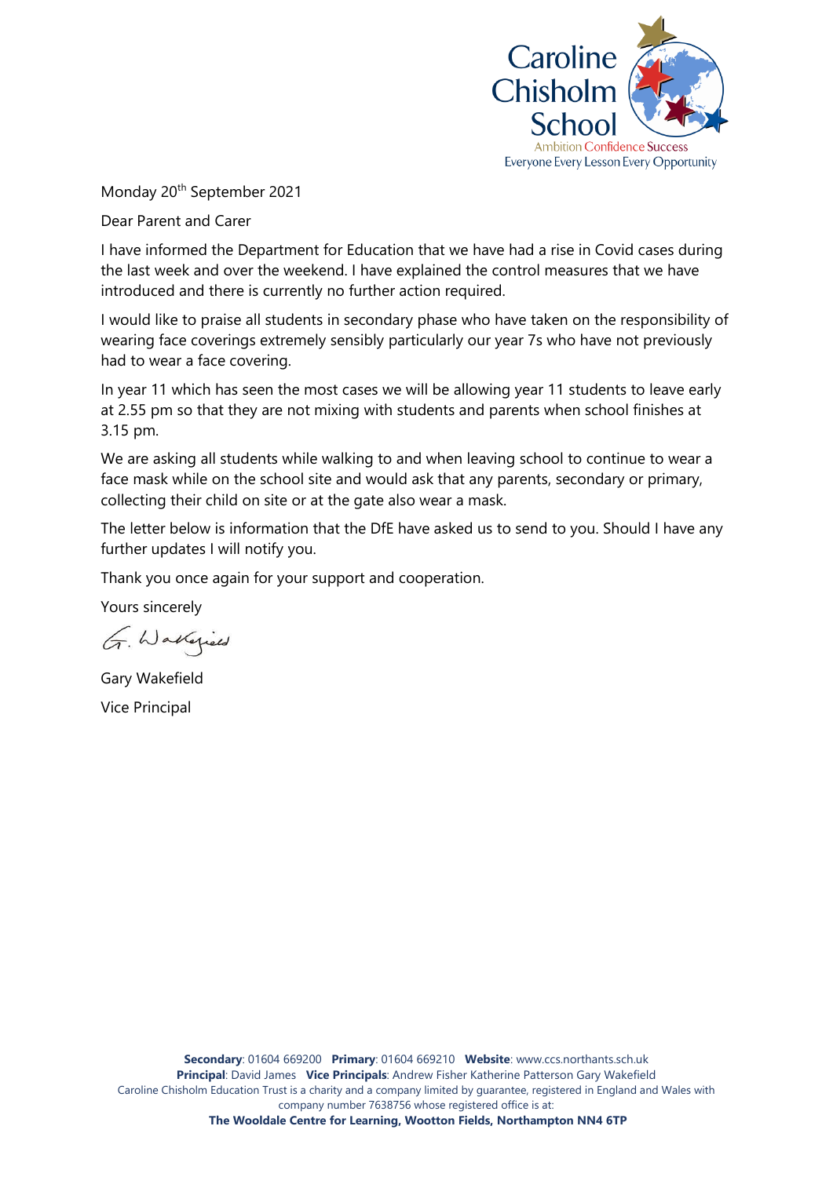Caroline Chisholm School

Ambition Confidence Success

Everyone Every Lesson Every Opportunity

Monday 20th September 2021

Dear Parent and Carer

I have informed the Department for Education that we have had a rise in Covid cases during the last week and over the weekend. I have explained the control measures that we have introduced and there is currently no further action required.

I would like to praise all students in secondary phase who have taken on the responsibility of wearing face coverings extremely sensibly particularly our year 7s who have not previously had to wear a face covering.

In year 11 which has seen the most cases we will be allowing year 11 students to leave early at 2.55 pm so that they are not mixing with students and parents when school finishes at 3.15 pm.

We are asking all students while walking to and when leaving school to continue to wear a face mask while on the school site and would ask that any parents, secondary or primary, collecting their child on site or at the gate also wear a mask.

The letter below is information that the DfE have asked us to send to you. Should I have any further updates I will notify you.

Thank you once again for your support and cooperation.

Yours sincerely

G. Wakefield

Gary Wakefield

Vice Principal

**Secondary**: 01604 669200 **Primary**: 01604 669210 **Website**: www.ccs.northants.sch.uk

**Principal**: David James **Vice Principals**: Andrew Fisher Katherine Patterson Gary Wakefield

Caroline Chisholm Education Trust is a charity and a company limited by guarantee, registered in England and Wales with company number 7638756 whose registered office is at:

**The Wooldale Centre for Learning, Wootton Fields, Northampton NN4 6TP**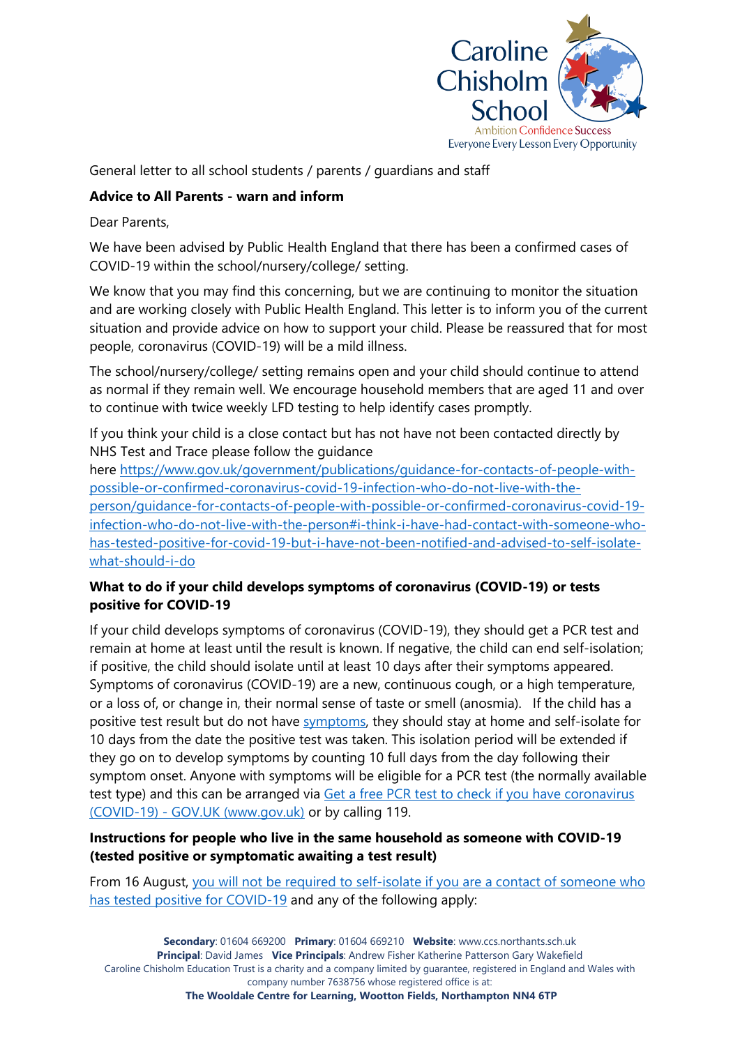General letter to all school students / parents / guardians and staff

**Advice to All Parents - warn and inform**

Dear Parents,

We have been advised by Public Health England that there has been a confirmed cases of COVID-19 within the school/nursery/college/ setting.

We know that you may find this concerning, but we are continuing to monitor the situation and are working closely with Public Health England. This letter is to inform you of the current situation and provide advice on how to support your child. Please be reassured that for most people, coronavirus (COVID-19) will be a mild illness.

The school/nursery/college/ setting remains open and your child should continue to attend as normal if they remain well. We encourage household members that are aged 11 and over to continue with twice weekly LFD testing to help identify cases promptly.

If you think your child is a close contact but has not have not been contacted directly by NHS Test and Trace please follow the guidance here [https://www.gov.uk/government/publications/guidance-for-contacts-of-people-with-possible-or-confirmed-coronavirus-covid-19-infection-who-do-not-live-with-the-person/guidance-for-contacts-of-people-with-possible-or-confirmed-coronavirus-covid-19-infection-who-do-not-live-with-the-person#i-think-i-have-had-contact-with-someone-who-has-tested-positive-for-covid-19-but-i-have-not-been-notified-and-advised-to-self-isolate-what-should-i-do](https://www.gov.uk/government/publications/guidance-for-contacts-of-people-with-possible-or-confirmed-coronavirus-covid-19-infection-who-do-not-live-with-the-person/guidance-for-contacts-of-people-with-possible-or-confirmed-coronavirus-covid-19-infection-who-do-not-live-with-the-person#i-think-i-have-had-contact-with-someone-who-has-tested-positive-for-covid-19-but-i-have-not-been-notified-and-advised-to-self-isolate-what-should-i-do)

**What to do if your child develops symptoms of coronavirus (COVID-19) or tests positive for COVID-19**

If your child develops symptoms of coronavirus (COVID-19), they should get a PCR test and remain at home at least until the result is known. If negative, the child can end self-isolation; if positive, the child should isolate until at least 10 days after their symptoms appeared. Symptoms of coronavirus (COVID-19) are a new, continuous cough, or a high temperature, or a loss of, or change in, their normal sense of taste or smell (anosmia). If the child has a positive test result but do not have symptoms, they should stay at home and self-isolate for 10 days from the date the positive test was taken. This isolation period will be extended if they go on to develop symptoms by counting 10 full days from the day following their symptom onset. Anyone with symptoms will be eligible for a PCR test (the normally available test type) and this can be arranged via Get a free PCR test to check if you have coronavirus (COVID-19) - GOV.UK (www.gov.uk) or by calling 119.

**Instructions for people who live in the same household as someone with COVID-19 (tested positive or symptomatic awaiting a test result)**

From 16 August, you will not be required to self-isolate if you are a contact of someone who has tested positive for COVID-19 and any of the following apply: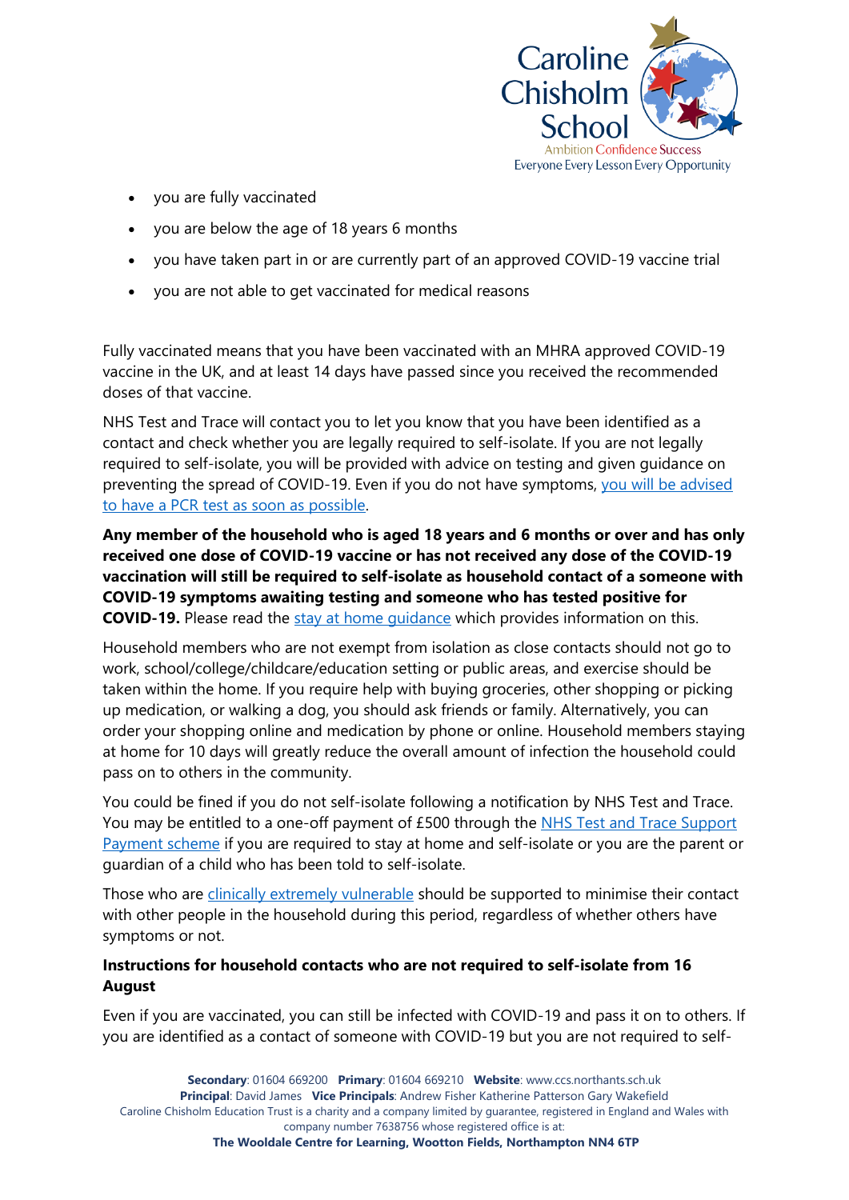- you are fully vaccinated
- you are below the age of 18 years 6 months
- you have taken part in or are currently part of an approved COVID-19 vaccine trial
- you are not able to get vaccinated for medical reasons

Fully vaccinated means that you have been vaccinated with an MHRA approved COVID-19 vaccine in the UK, and at least 14 days have passed since you received the recommended doses of that vaccine.

NHS Test and Trace will contact you to let you know that you have been identified as a contact and check whether you are legally required to self-isolate. If you are not legally required to self-isolate, you will be provided with advice on testing and given guidance on preventing the spread of COVID-19. Even if you do not have symptoms, you will be advised to have a PCR test as soon as possible.

**Any member of the household who is aged 18 years and 6 months or over and has only received one dose of COVID-19 vaccine or has not received any dose of the COVID-19 vaccination will still be required to self-isolate as household contact of a someone with COVID-19 symptoms awaiting testing and someone who has tested positive for COVID-19.** Please read the stay at home guidance which provides information on this.

Household members who are not exempt from isolation as close contacts should not go to work, school/college/childcare/education setting or public areas, and exercise should be taken within the home. If you require help with buying groceries, other shopping or picking up medication, or walking a dog, you should ask friends or family. Alternatively, you can order your shopping online and medication by phone or online. Household members staying at home for 10 days will greatly reduce the overall amount of infection the household could pass on to others in the community.

You could be fined if you do not self-isolate following a notification by NHS Test and Trace. You may be entitled to a one-off payment of £500 through the NHS Test and Trace Support Payment scheme if you are required to stay at home and self-isolate or you are the parent or guardian of a child who has been told to self-isolate.

Those who are clinically extremely vulnerable should be supported to minimise their contact with other people in the household during this period, regardless of whether others have symptoms or not.

**Instructions for household contacts who are not required to self-isolate from 16 August**

Even if you are vaccinated, you can still be infected with COVID-19 and pass it on to others. If you are identified as a contact of someone with COVID-19 but you are not required to self-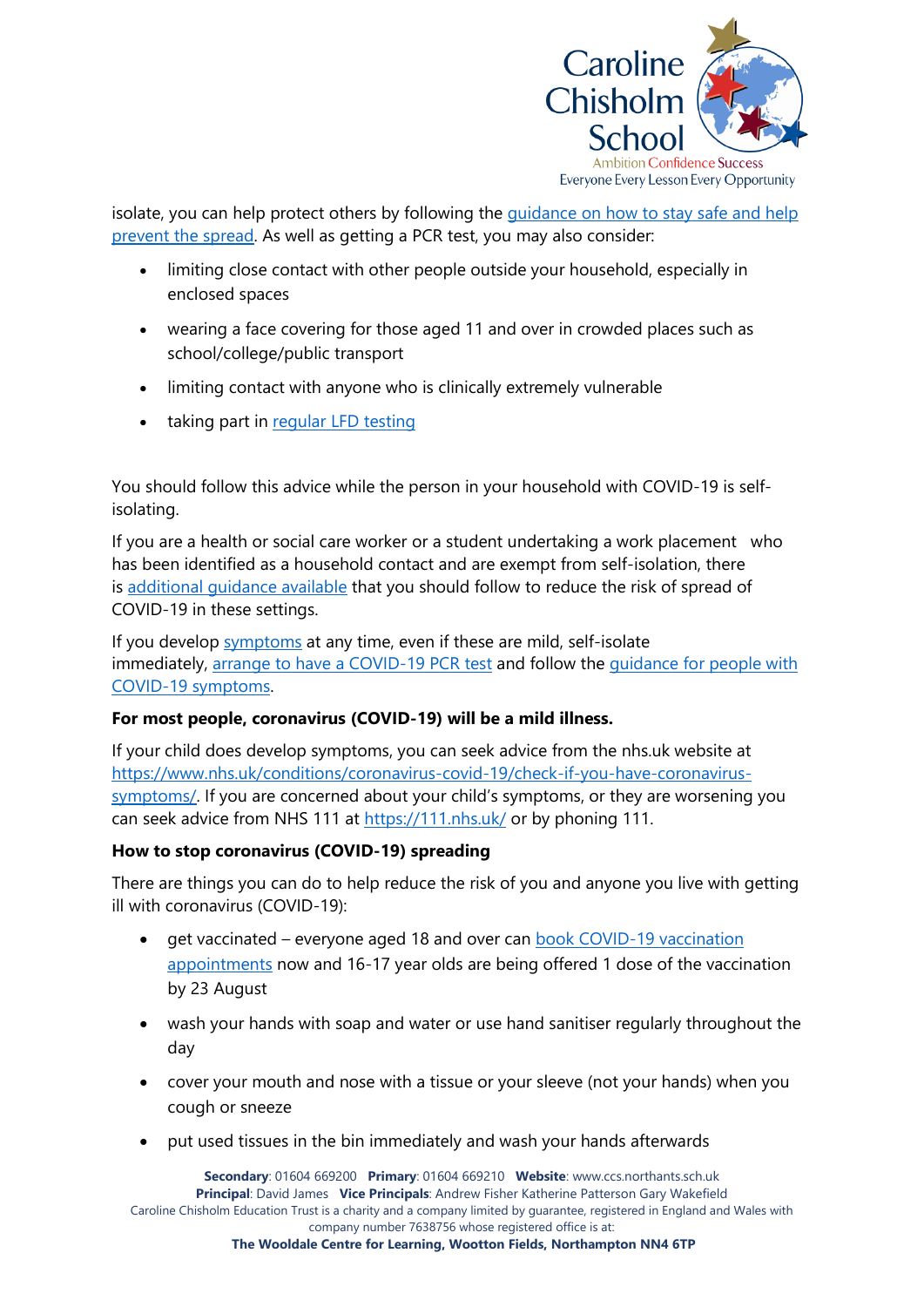isolate, you can help protect others by following the guidance on how to stay safe and help prevent the spread. As well as getting a PCR test, you may also consider:

- limiting close contact with other people outside your household, especially in enclosed spaces
- wearing a face covering for those aged 11 and over in crowded places such as school/college/public transport
- limiting contact with anyone who is clinically extremely vulnerable
- taking part in regular LFD testing

You should follow this advice while the person in your household with COVID-19 is self-isolating.

If you are a health or social care worker or a student undertaking a work placement who has been identified as a household contact and are exempt from self-isolation, there is additional guidance available that you should follow to reduce the risk of spread of COVID-19 in these settings.

If you develop symptoms at any time, even if these are mild, self-isolate immediately, arrange to have a COVID-19 PCR test and follow the guidance for people with COVID-19 symptoms.

**For most people, coronavirus (COVID-19) will be a mild illness.**

If your child does develop symptoms, you can seek advice from the nhs.uk website at https://www.nhs.uk/conditions/coronavirus-covid-19/check-if-you-have-coronavirus-symptoms/. If you are concerned about your child's symptoms, or they are worsening you can seek advice from NHS 111 at https://111.nhs.uk/ or by phoning 111.

**How to stop coronavirus (COVID-19) spreading**

There are things you can do to help reduce the risk of you and anyone you live with getting ill with coronavirus (COVID-19):

- get vaccinated – everyone aged 18 and over can book COVID-19 vaccination appointments now and 16-17 year olds are being offered 1 dose of the vaccination by 23 August
- wash your hands with soap and water or use hand sanitiser regularly throughout the day
- cover your mouth and nose with a tissue or your sleeve (not your hands) when you cough or sneeze
- put used tissues in the bin immediately and wash your hands afterwards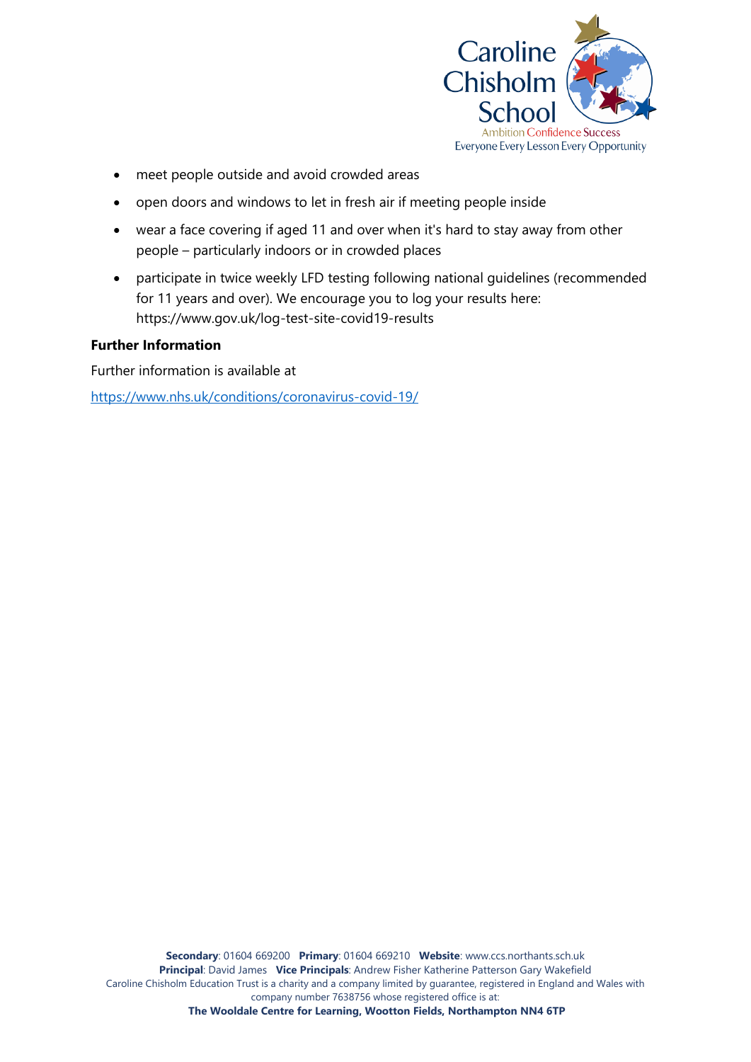- meet people outside and avoid crowded areas
- open doors and windows to let in fresh air if meeting people inside
- wear a face covering if aged 11 and over when it's hard to stay away from other people – particularly indoors or in crowded places
- participate in twice weekly LFD testing following national guidelines (recommended for 11 years and over). We encourage you to log your results here: https://www.gov.uk/log-test-site-covid19-results

**Further Information**

Further information is available at

https://www.nhs.uk/conditions/coronavirus-covid-19/